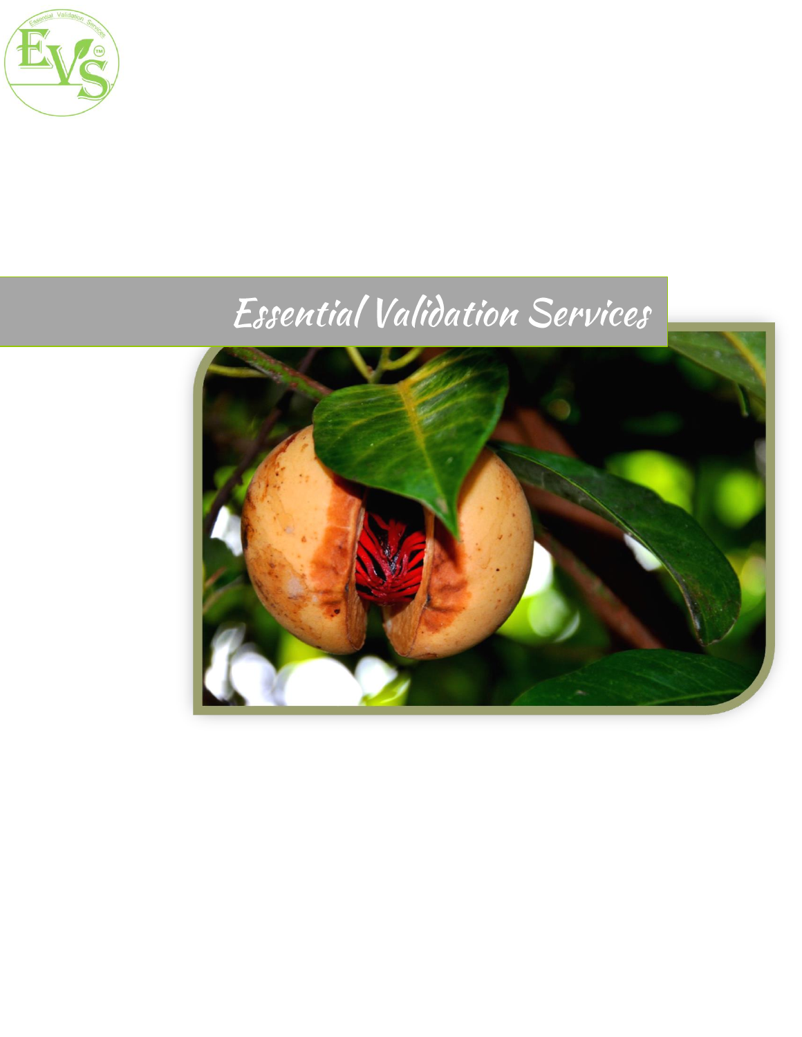# Essential Validation Services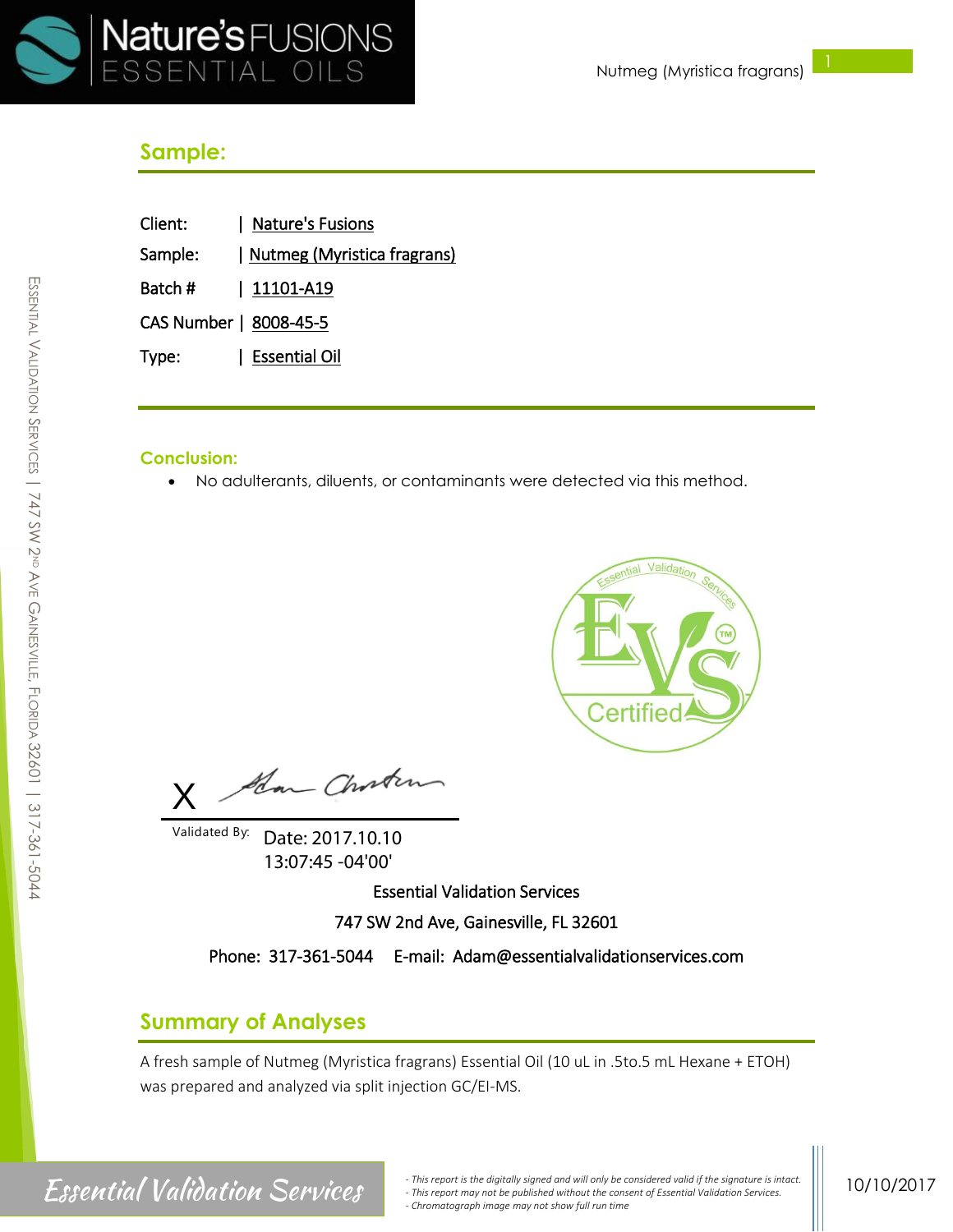## Sample:

Client: | Nature's Fusions

Sample: | Nutmeg (Myristica fragrans)

Batch # | 11101-A19

CAS Number | 8008-45-5

Type: | Essential Oil

### Conclusion:

- No adulterants, diluents, or contaminants were detected via this method.

X

Validated By: Date: 2017.10.10 13:07:45 -04'00'

Essential Validation Services

747 SW 2nd Ave, Gainesville, FL 32601

Phone: 317-361-5044 E-mail: Adam@essentialvalidationservices.com

## Summary of Analyses

A fresh sample of Nutmeg (Myristica fragrans) Essential Oil (10 uL in .5to.5 mL Hexane + ETOH) was prepared and analyzed via split injection GC/EI-MS.

- This report is the digitally signed and will only be considered valid if the signature is intact.
- This report may not be published without the consent of Essential Validation Services.
- Chromatograph image may not show full run time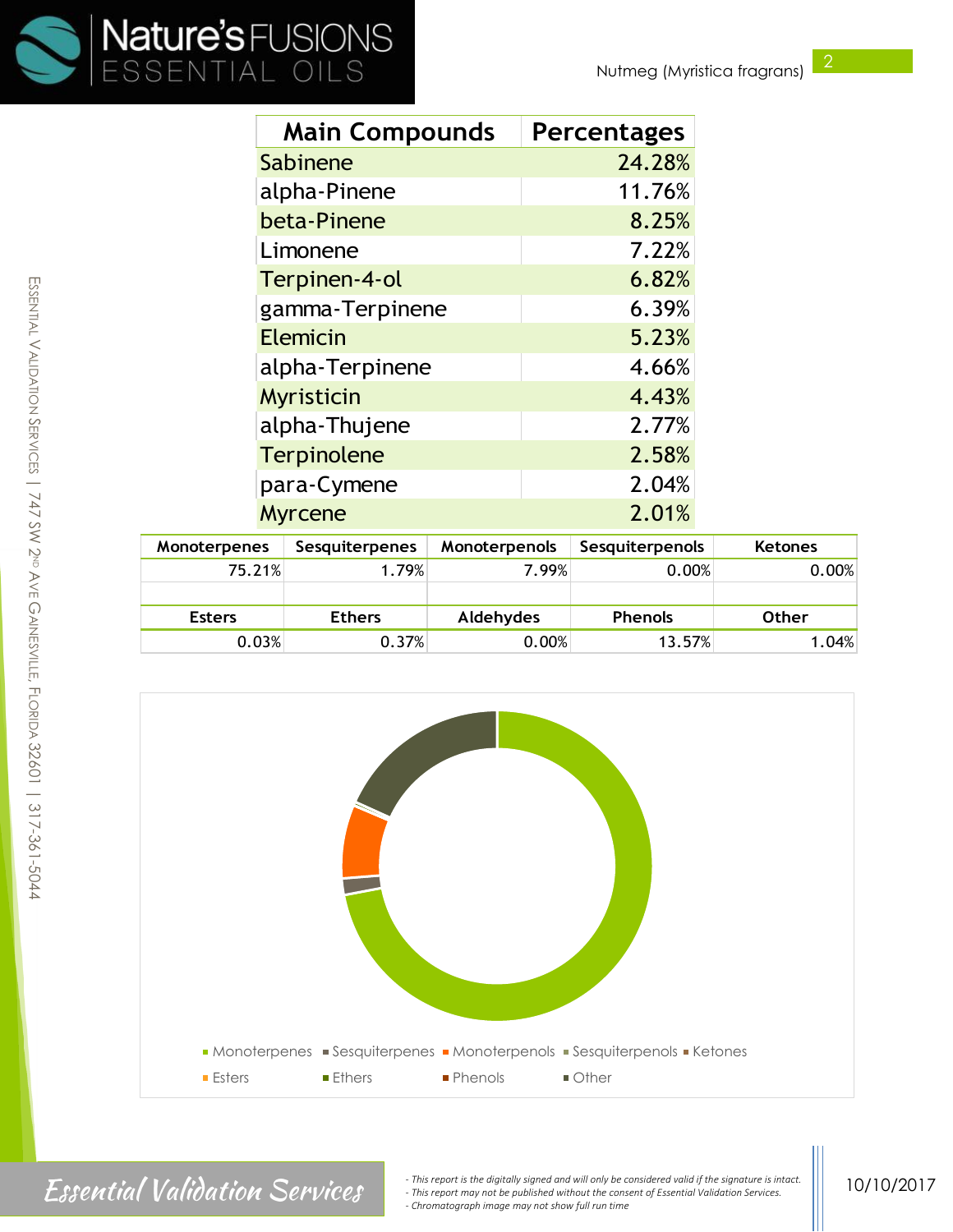| Main Compounds | Percentages |
|---|---|
| Sabinene | 24.28% |
| alpha-Pinene | 11.76% |
| beta-Pinene | 8.25% |
| Limonene | 7.22% |
| Terpinen-4-ol | 6.82% |
| gamma-Terpinene | 6.39% |
| Elemicin | 5.23% |
| alpha-Terpinene | 4.66% |
| Myristicin | 4.43% |
| alpha-Thujene | 2.77% |
| Terpinolene | 2.58% |
| para-Cymene | 2.04% |
| Myrcene | 2.01% |

| Monoterpenes | Sesquiterpenes | Monoterpenols | Sesquiterpenols | Ketones |
|---|---|---|---|---|
| 75.21% | 1.79% | 7.99% | 0.00% | 0.00% |

| Esters | Ethers | Aldehydes | Phenols | Other |
|---|---|---|---|---|
| 0.03% | 0.37% | 0.00% | 13.57% | 1.04% |

Monoterpenes · Sesquiterpenes · Monoterpenols · Sesquiterpenols · Ketones · Esters · Ethers · Phenols · Other

- This report is the digitally signed and will only be considered valid if the signature is intact.
- This report may not be published without the consent of Essential Validation Services.
- Chromatograph image may not show full run time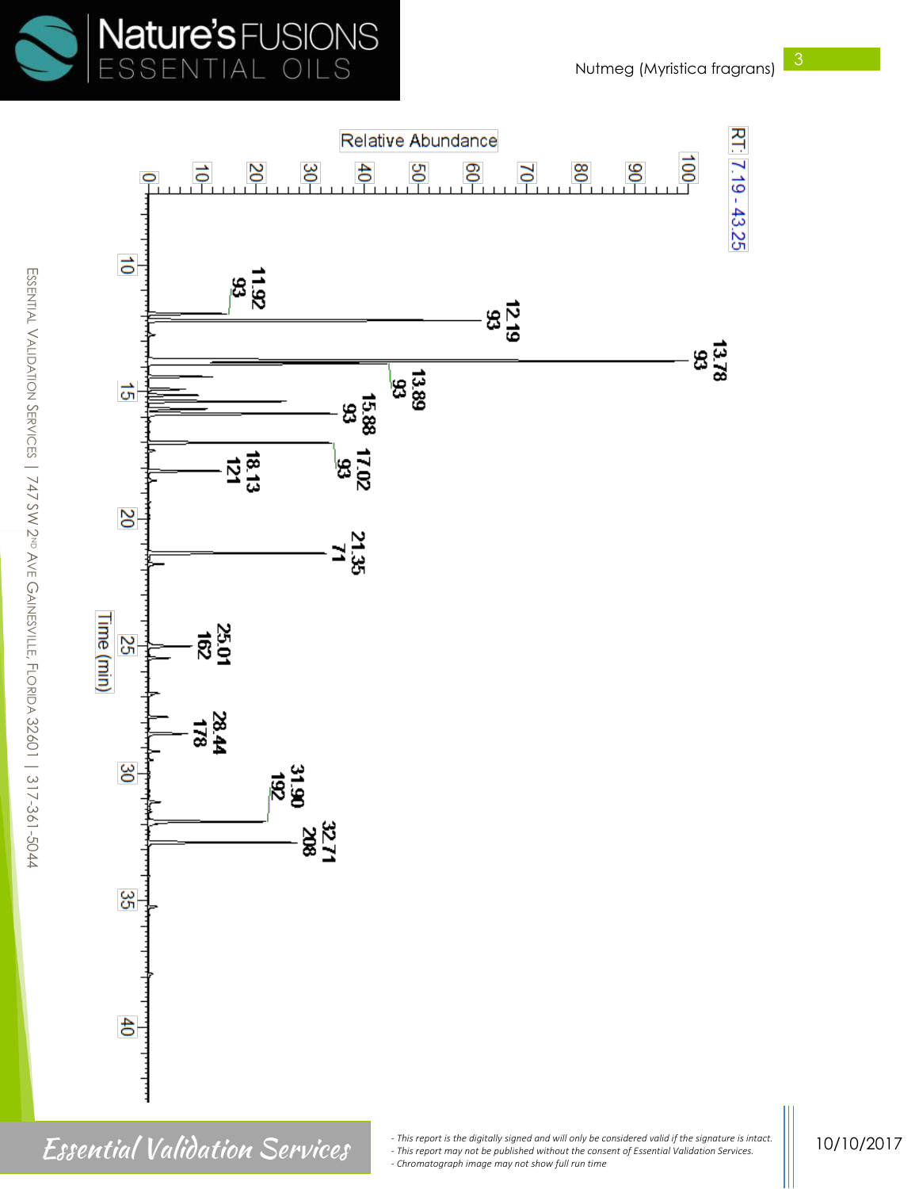RT: 7.19 - 43.25

Relative Abundance

Time (min)

| RT (min) | Base peak m/z |
|---|---|
| 11.92 | 93 |
| 12.19 | 93 |
| 13.78 | 93 |
| 13.89 | 93 |
| 15.88 | 93 |
| 17.02 | 93 |
| 18.13 | 121 |
| 21.35 | 71 |
| 25.01 | 162 |
| 28.44 | 178 |
| 31.90 | 192 |
| 32.71 | 208 |

- *This report is the digitally signed and will only be considered valid if the signature is intact.*
- *This report may not be published without the consent of Essential Validation Services.*
- *Chromatograph image may not show full run time*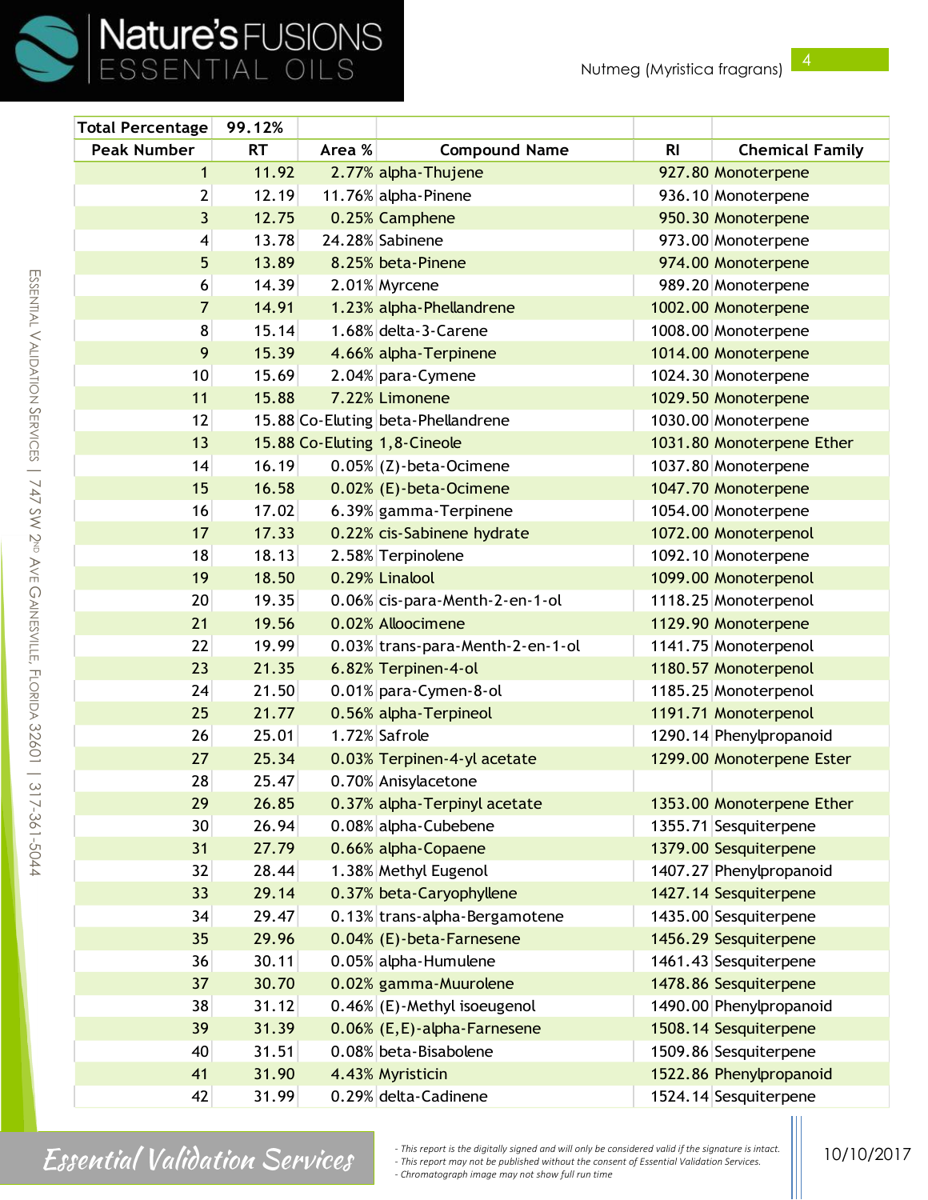| Total Percentage | 99.12% | | | | |
|---|---|---|---|---|---|
| **Peak Number** | **RT** | **Area %** | **Compound Name** | **RI** | **Chemical Family** |
| 1 | 11.92 | 2.77% | alpha-Thujene | 927.80 | Monoterpene |
| 2 | 12.19 | 11.76% | alpha-Pinene | 936.10 | Monoterpene |
| 3 | 12.75 | 0.25% | Camphene | 950.30 | Monoterpene |
| 4 | 13.78 | 24.28% | Sabinene | 973.00 | Monoterpene |
| 5 | 13.89 | 8.25% | beta-Pinene | 974.00 | Monoterpene |
| 6 | 14.39 | 2.01% | Myrcene | 989.20 | Monoterpene |
| 7 | 14.91 | 1.23% | alpha-Phellandrene | 1002.00 | Monoterpene |
| 8 | 15.14 | 1.68% | delta-3-Carene | 1008.00 | Monoterpene |
| 9 | 15.39 | 4.66% | alpha-Terpinene | 1014.00 | Monoterpene |
| 10 | 15.69 | 2.04% | para-Cymene | 1024.30 | Monoterpene |
| 11 | 15.88 | 7.22% | Limonene | 1029.50 | Monoterpene |
| 12 | 15.88 | Co-Eluting | beta-Phellandrene | 1030.00 | Monoterpene |
| 13 | 15.88 | Co-Eluting | 1,8-Cineole | 1031.80 | Monoterpene Ether |
| 14 | 16.19 | 0.05% | (Z)-beta-Ocimene | 1037.80 | Monoterpene |
| 15 | 16.58 | 0.02% | (E)-beta-Ocimene | 1047.70 | Monoterpene |
| 16 | 17.02 | 6.39% | gamma-Terpinene | 1054.00 | Monoterpene |
| 17 | 17.33 | 0.22% | cis-Sabinene hydrate | 1072.00 | Monoterpenol |
| 18 | 18.13 | 2.58% | Terpinolene | 1092.10 | Monoterpene |
| 19 | 18.50 | 0.29% | Linalool | 1099.00 | Monoterpenol |
| 20 | 19.35 | 0.06% | cis-para-Menth-2-en-1-ol | 1118.25 | Monoterpenol |
| 21 | 19.56 | 0.02% | Alloocimene | 1129.90 | Monoterpene |
| 22 | 19.99 | 0.03% | trans-para-Menth-2-en-1-ol | 1141.75 | Monoterpenol |
| 23 | 21.35 | 6.82% | Terpinen-4-ol | 1180.57 | Monoterpenol |
| 24 | 21.50 | 0.01% | para-Cymen-8-ol | 1185.25 | Monoterpenol |
| 25 | 21.77 | 0.56% | alpha-Terpineol | 1191.71 | Monoterpenol |
| 26 | 25.01 | 1.72% | Safrole | 1290.14 | Phenylpropanoid |
| 27 | 25.34 | 0.03% | Terpinen-4-yl acetate | 1299.00 | Monoterpene Ester |
| 28 | 25.47 | 0.70% | Anisylacetone | | |
| 29 | 26.85 | 0.37% | alpha-Terpinyl acetate | 1353.00 | Monoterpene Ether |
| 30 | 26.94 | 0.08% | alpha-Cubebene | 1355.71 | Sesquiterpene |
| 31 | 27.79 | 0.66% | alpha-Copaene | 1379.00 | Sesquiterpene |
| 32 | 28.44 | 1.38% | Methyl Eugenol | 1407.27 | Phenylpropanoid |
| 33 | 29.14 | 0.37% | beta-Caryophyllene | 1427.14 | Sesquiterpene |
| 34 | 29.47 | 0.13% | trans-alpha-Bergamotene | 1435.00 | Sesquiterpene |
| 35 | 29.96 | 0.04% | (E)-beta-Farnesene | 1456.29 | Sesquiterpene |
| 36 | 30.11 | 0.05% | alpha-Humulene | 1461.43 | Sesquiterpene |
| 37 | 30.70 | 0.02% | gamma-Muurolene | 1478.86 | Sesquiterpene |
| 38 | 31.12 | 0.46% | (E)-Methyl isoeugenol | 1490.00 | Phenylpropanoid |
| 39 | 31.39 | 0.06% | (E,E)-alpha-Farnesene | 1508.14 | Sesquiterpene |
| 40 | 31.51 | 0.08% | beta-Bisabolene | 1509.86 | Sesquiterpene |
| 41 | 31.90 | 4.43% | Myristicin | 1522.86 | Phenylpropanoid |
| 42 | 31.99 | 0.29% | delta-Cadinene | 1524.14 | Sesquiterpene |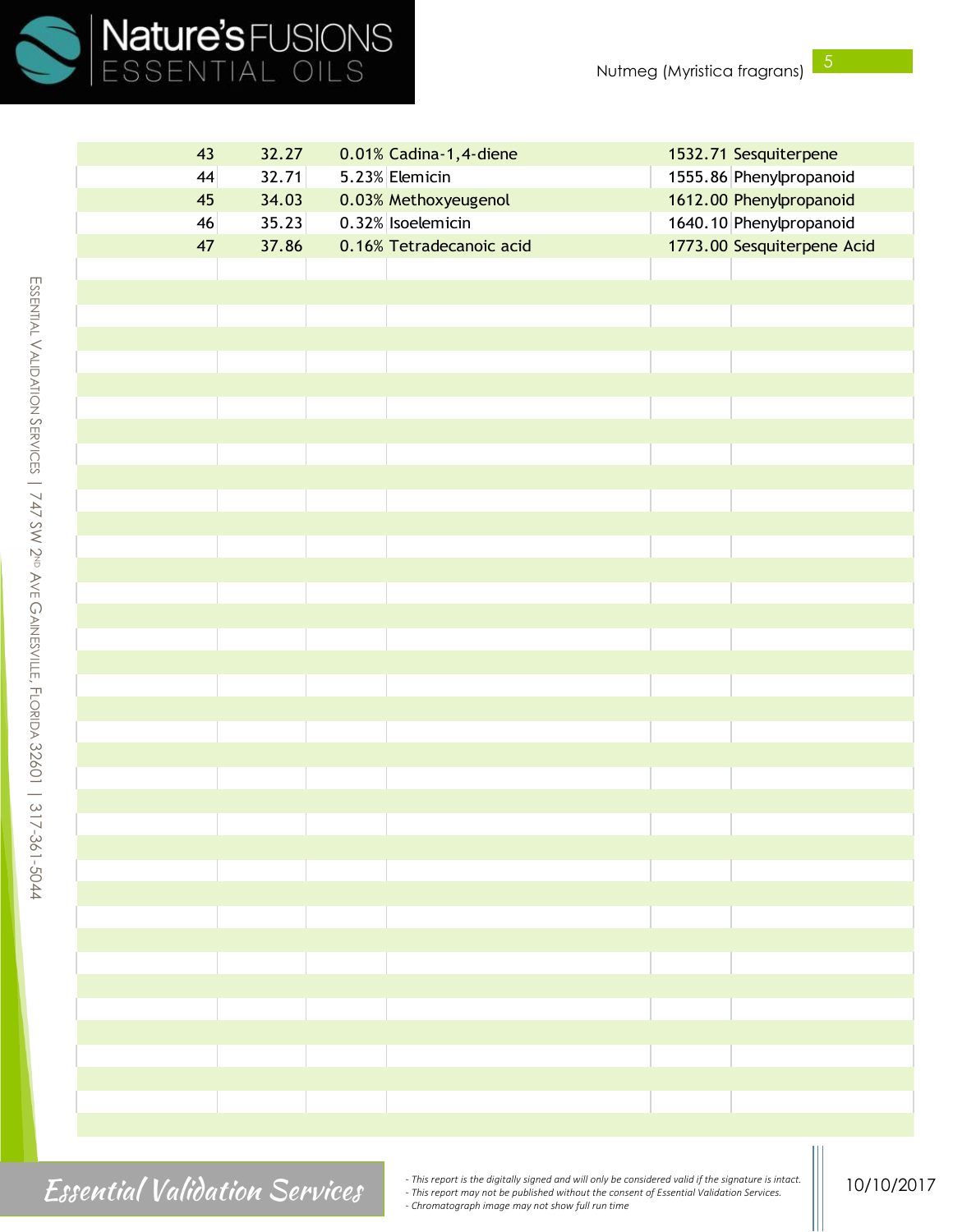| | | | | | |
|---|---|---|---|---|---|
| 43 | 32.27 | 0.01% | Cadina-1,4-diene | 1532.71 | Sesquiterpene |
| 44 | 32.71 | 5.23% | Elemicin | 1555.86 | Phenylpropanoid |
| 45 | 34.03 | 0.03% | Methoxyeugenol | 1612.00 | Phenylpropanoid |
| 46 | 35.23 | 0.32% | Isoelemicin | 1640.10 | Phenylpropanoid |
| 47 | 37.86 | 0.16% | Tetradecanoic acid | 1773.00 | Sesquiterpene Acid |

*- This report is the digitally signed and will only be considered valid if the signature is intact.*
*- This report may not be published without the consent of Essential Validation Services.*
*- Chromatograph image may not show full run time*

10/10/2017